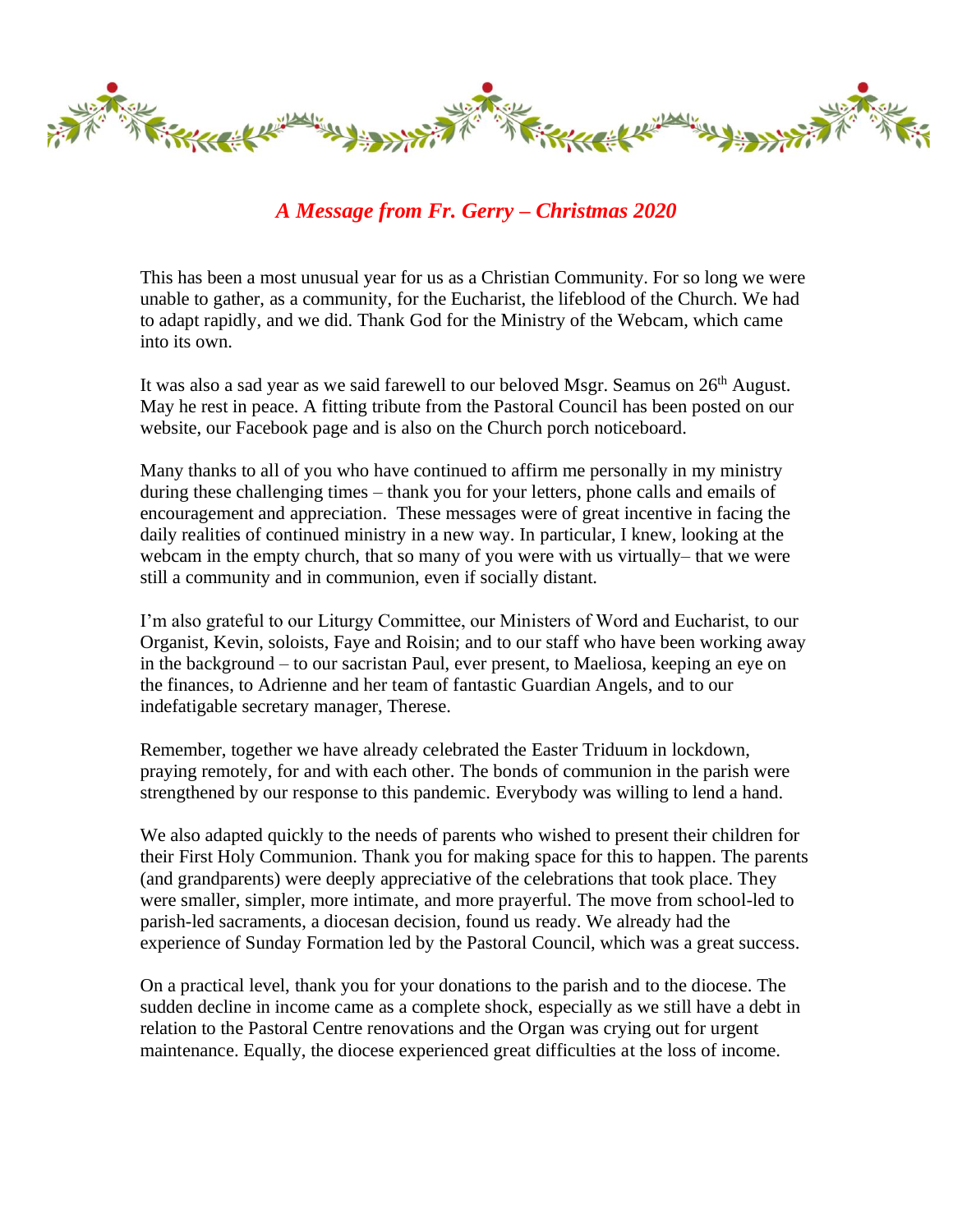# *A Message from Fr. Gerry – Christmas 2020*

This has been a most unusual year for us as a Christian Community. For so long we were unable to gather, as a community, for the Eucharist, the lifeblood of the Church. We had to adapt rapidly, and we did. Thank God for the Ministry of the Webcam, which came into its own.

It was also a sad year as we said farewell to our beloved Msgr. Seamus on 26th August. May he rest in peace. A fitting tribute from the Pastoral Council has been posted on our website, our Facebook page and is also on the Church porch noticeboard.

Many thanks to all of you who have continued to affirm me personally in my ministry during these challenging times – thank you for your letters, phone calls and emails of encouragement and appreciation. These messages were of great incentive in facing the daily realities of continued ministry in a new way. In particular, I knew, looking at the webcam in the empty church, that so many of you were with us virtually– that we were still a community and in communion, even if socially distant.

I'm also grateful to our Liturgy Committee, our Ministers of Word and Eucharist, to our Organist, Kevin, soloists, Faye and Roisin; and to our staff who have been working away in the background – to our sacristan Paul, ever present, to Maeliosa, keeping an eye on the finances, to Adrienne and her team of fantastic Guardian Angels, and to our indefatigable secretary manager, Therese.

Remember, together we have already celebrated the Easter Triduum in lockdown, praying remotely, for and with each other. The bonds of communion in the parish were strengthened by our response to this pandemic. Everybody was willing to lend a hand.

We also adapted quickly to the needs of parents who wished to present their children for their First Holy Communion. Thank you for making space for this to happen. The parents (and grandparents) were deeply appreciative of the celebrations that took place. They were smaller, simpler, more intimate, and more prayerful. The move from school-led to parish-led sacraments, a diocesan decision, found us ready. We already had the experience of Sunday Formation led by the Pastoral Council, which was a great success.

On a practical level, thank you for your donations to the parish and to the diocese. The sudden decline in income came as a complete shock, especially as we still have a debt in relation to the Pastoral Centre renovations and the Organ was crying out for urgent maintenance. Equally, the diocese experienced great difficulties at the loss of income.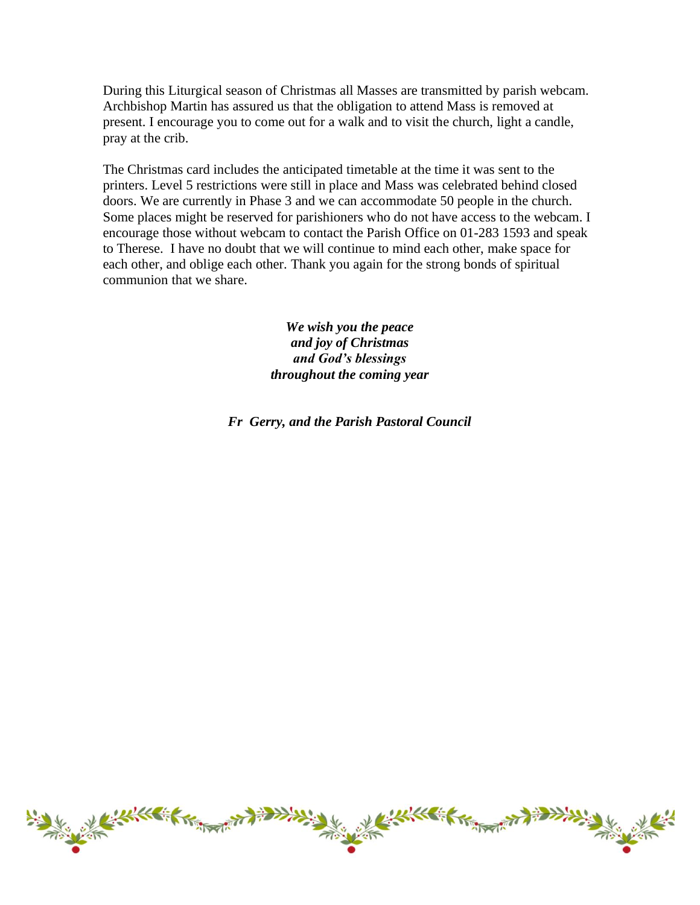During this Liturgical season of Christmas all Masses are transmitted by parish webcam. Archbishop Martin has assured us that the obligation to attend Mass is removed at present. I encourage you to come out for a walk and to visit the church, light a candle, pray at the crib.

The Christmas card includes the anticipated timetable at the time it was sent to the printers. Level 5 restrictions were still in place and Mass was celebrated behind closed doors. We are currently in Phase 3 and we can accommodate 50 people in the church. Some places might be reserved for parishioners who do not have access to the webcam. I encourage those without webcam to contact the Parish Office on 01-283 1593 and speak to Therese. I have no doubt that we will continue to mind each other, make space for each other, and oblige each other. Thank you again for the strong bonds of spiritual communion that we share.

***We wish you the peace***
***and joy of Christmas***
***and God's blessings***
***throughout the coming year***

***Fr Gerry, and the Parish Pastoral Council***